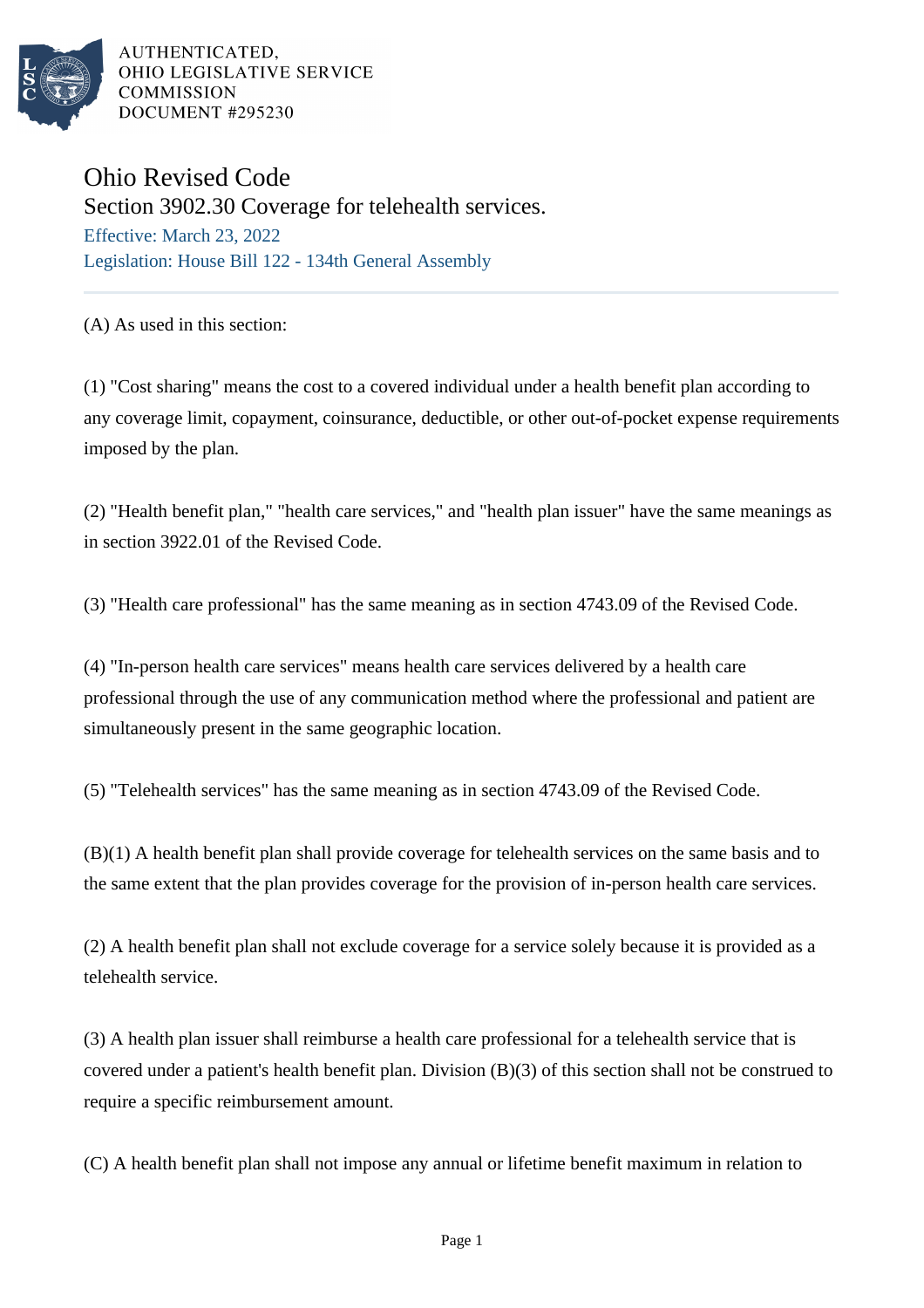AUTHENTICATED,
OHIO LEGISLATIVE SERVICE
COMMISSION
DOCUMENT #295230

# Ohio Revised Code

## Section 3902.30 Coverage for telehealth services.

Effective: March 23, 2022

Legislation: House Bill 122 - 134th General Assembly

---

(A) As used in this section:

(1) "Cost sharing" means the cost to a covered individual under a health benefit plan according to any coverage limit, copayment, coinsurance, deductible, or other out-of-pocket expense requirements imposed by the plan.

(2) "Health benefit plan," "health care services," and "health plan issuer" have the same meanings as in section 3922.01 of the Revised Code.

(3) "Health care professional" has the same meaning as in section 4743.09 of the Revised Code.

(4) "In-person health care services" means health care services delivered by a health care professional through the use of any communication method where the professional and patient are simultaneously present in the same geographic location.

(5) "Telehealth services" has the same meaning as in section 4743.09 of the Revised Code.

(B)(1) A health benefit plan shall provide coverage for telehealth services on the same basis and to the same extent that the plan provides coverage for the provision of in-person health care services.

(2) A health benefit plan shall not exclude coverage for a service solely because it is provided as a telehealth service.

(3) A health plan issuer shall reimburse a health care professional for a telehealth service that is covered under a patient's health benefit plan. Division (B)(3) of this section shall not be construed to require a specific reimbursement amount.

(C) A health benefit plan shall not impose any annual or lifetime benefit maximum in relation to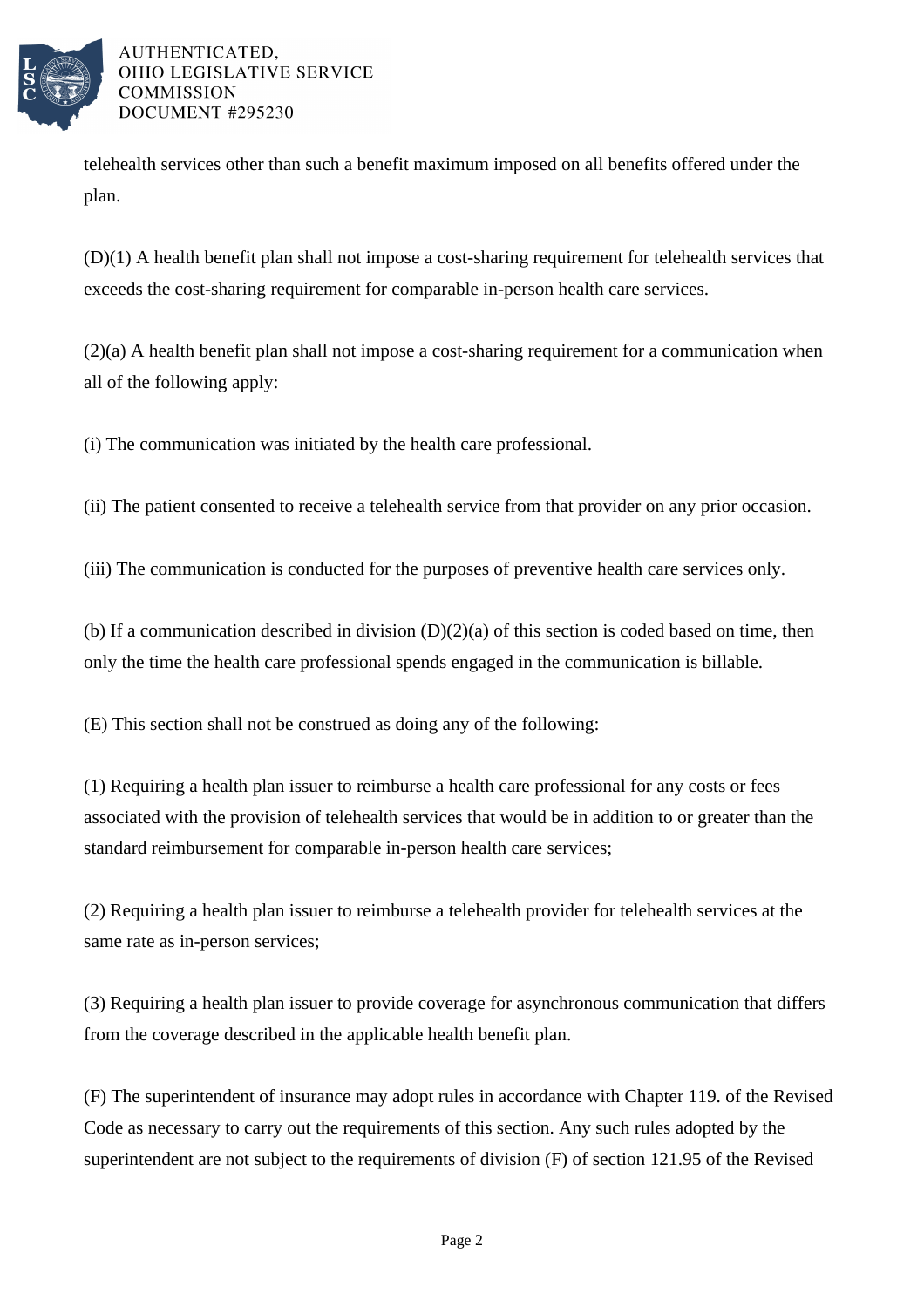telehealth services other than such a benefit maximum imposed on all benefits offered under the plan.

(D)(1) A health benefit plan shall not impose a cost-sharing requirement for telehealth services that exceeds the cost-sharing requirement for comparable in-person health care services.

(2)(a) A health benefit plan shall not impose a cost-sharing requirement for a communication when all of the following apply:

(i) The communication was initiated by the health care professional.

(ii) The patient consented to receive a telehealth service from that provider on any prior occasion.

(iii) The communication is conducted for the purposes of preventive health care services only.

(b) If a communication described in division (D)(2)(a) of this section is coded based on time, then only the time the health care professional spends engaged in the communication is billable.

(E) This section shall not be construed as doing any of the following:

(1) Requiring a health plan issuer to reimburse a health care professional for any costs or fees associated with the provision of telehealth services that would be in addition to or greater than the standard reimbursement for comparable in-person health care services;

(2) Requiring a health plan issuer to reimburse a telehealth provider for telehealth services at the same rate as in-person services;

(3) Requiring a health plan issuer to provide coverage for asynchronous communication that differs from the coverage described in the applicable health benefit plan.

(F) The superintendent of insurance may adopt rules in accordance with Chapter 119. of the Revised Code as necessary to carry out the requirements of this section. Any such rules adopted by the superintendent are not subject to the requirements of division (F) of section 121.95 of the Revised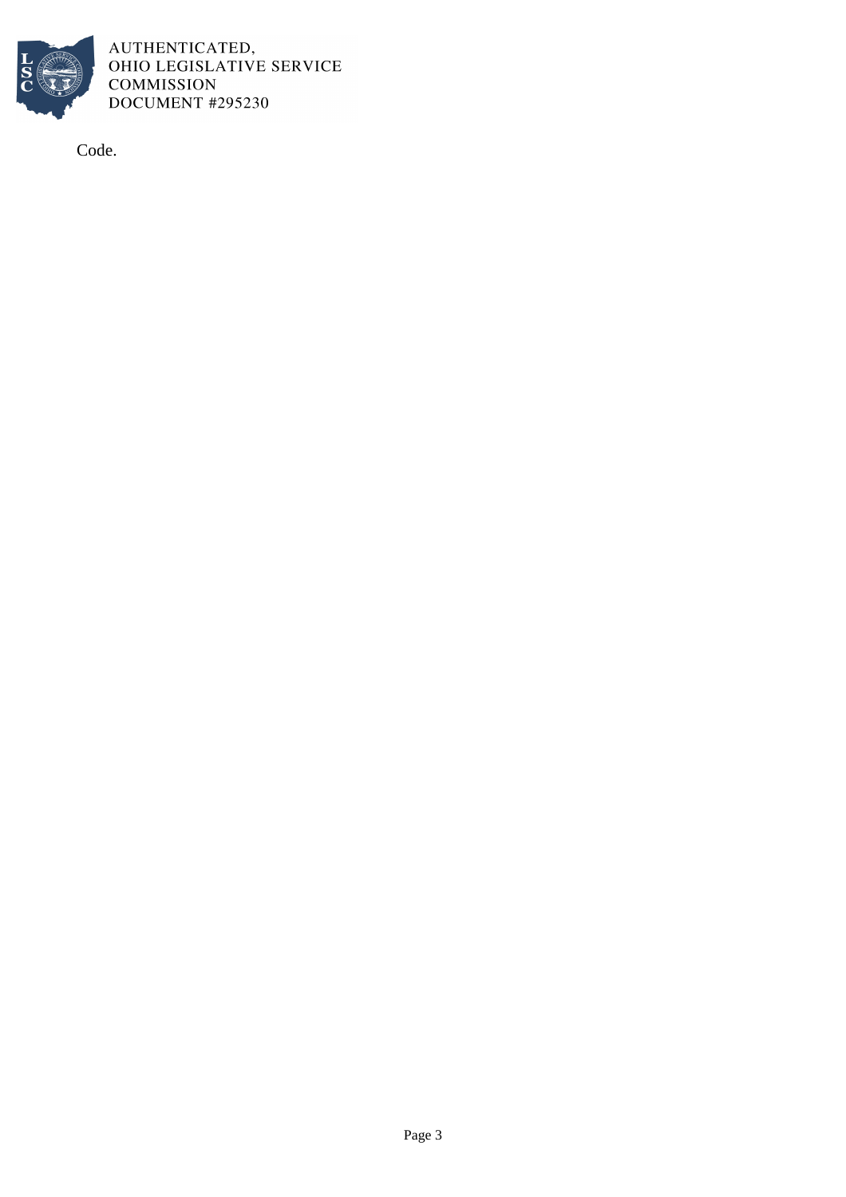Code.